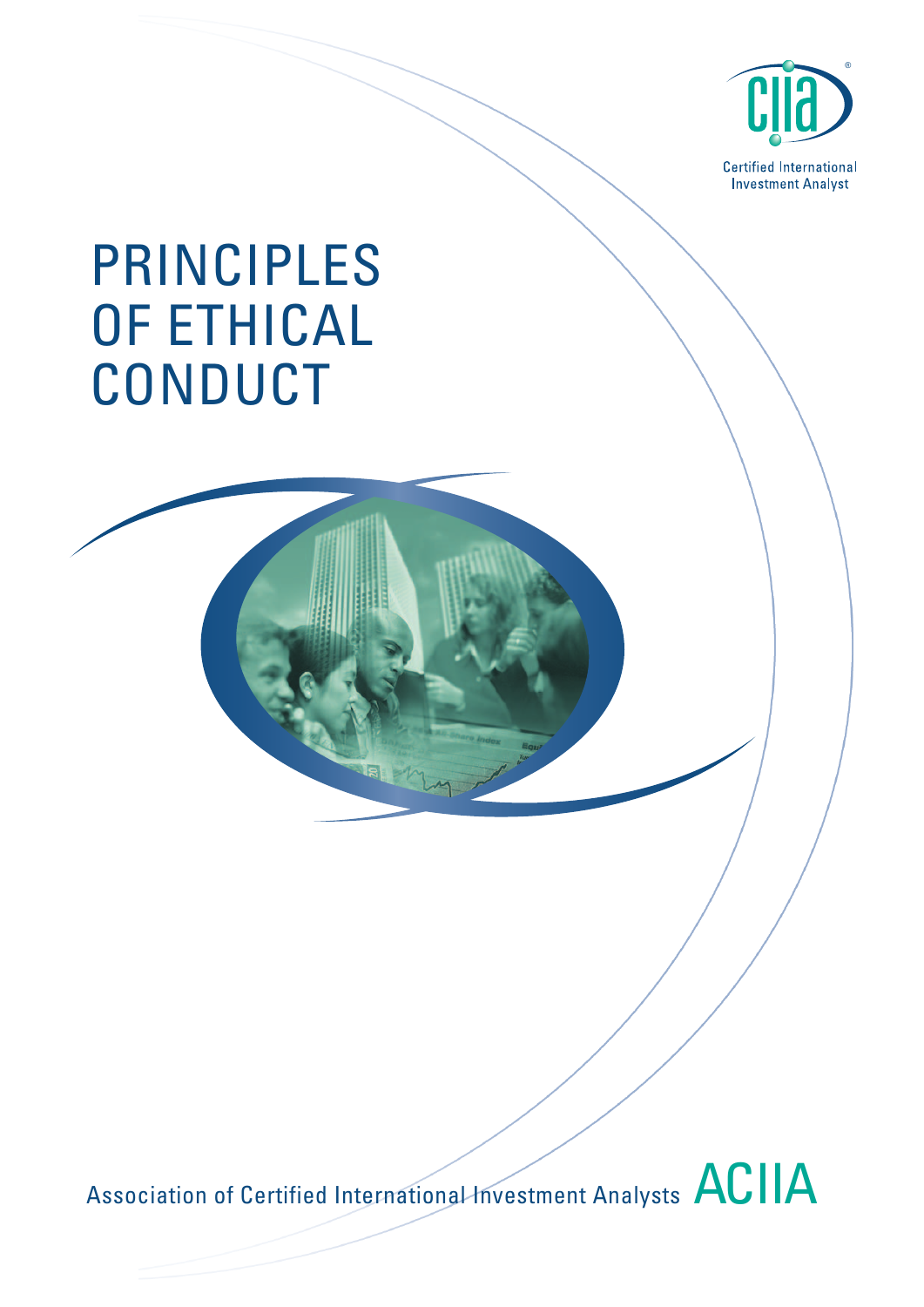Certified International Investment Analyst

# PRINCIPLES OF ETHICAL CONDUCT

Association of Certified International Investment Analysts ACIIA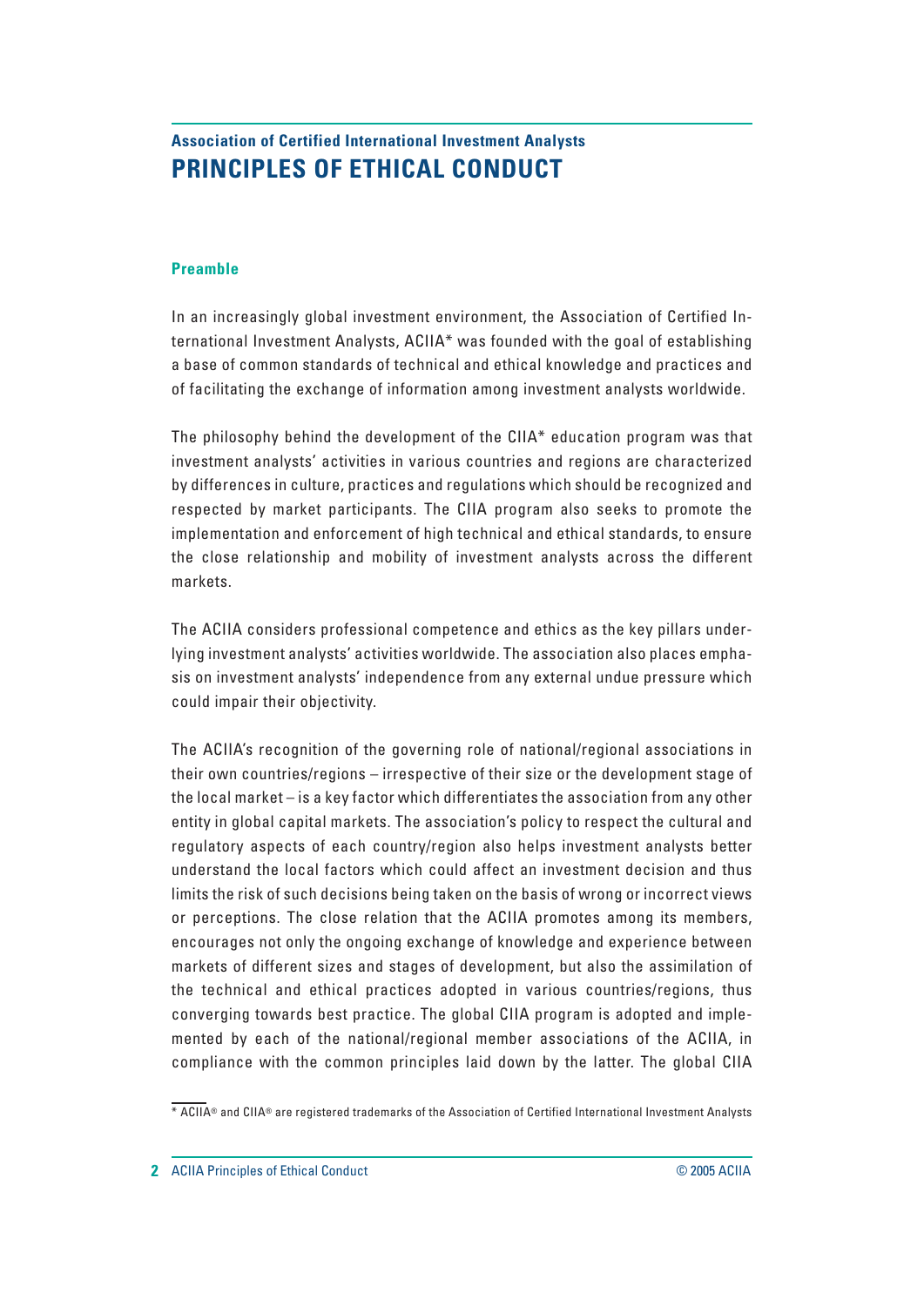## Association of Certified International Investment Analysts

# PRINCIPLES OF ETHICAL CONDUCT

### Preamble

In an increasingly global investment environment, the Association of Certified International Investment Analysts, ACIIA* was founded with the goal of establishing a base of common standards of technical and ethical knowledge and practices and of facilitating the exchange of information among investment analysts worldwide.

The philosophy behind the development of the CIIA* education program was that investment analysts' activities in various countries and regions are characterized by differences in culture, practices and regulations which should be recognized and respected by market participants. The CIIA program also seeks to promote the implementation and enforcement of high technical and ethical standards, to ensure the close relationship and mobility of investment analysts across the different markets.

The ACIIA considers professional competence and ethics as the key pillars underlying investment analysts' activities worldwide. The association also places emphasis on investment analysts' independence from any external undue pressure which could impair their objectivity.

The ACIIA's recognition of the governing role of national/regional associations in their own countries/regions – irrespective of their size or the development stage of the local market – is a key factor which differentiates the association from any other entity in global capital markets. The association's policy to respect the cultural and regulatory aspects of each country/region also helps investment analysts better understand the local factors which could affect an investment decision and thus limits the risk of such decisions being taken on the basis of wrong or incorrect views or perceptions. The close relation that the ACIIA promotes among its members, encourages not only the ongoing exchange of knowledge and experience between markets of different sizes and stages of development, but also the assimilation of the technical and ethical practices adopted in various countries/regions, thus converging towards best practice. The global CIIA program is adopted and implemented by each of the national/regional member associations of the ACIIA, in compliance with the common principles laid down by the latter. The global CIIA

---

* ACIIA® and CIIA® are registered trademarks of the Association of Certified International Investment Analysts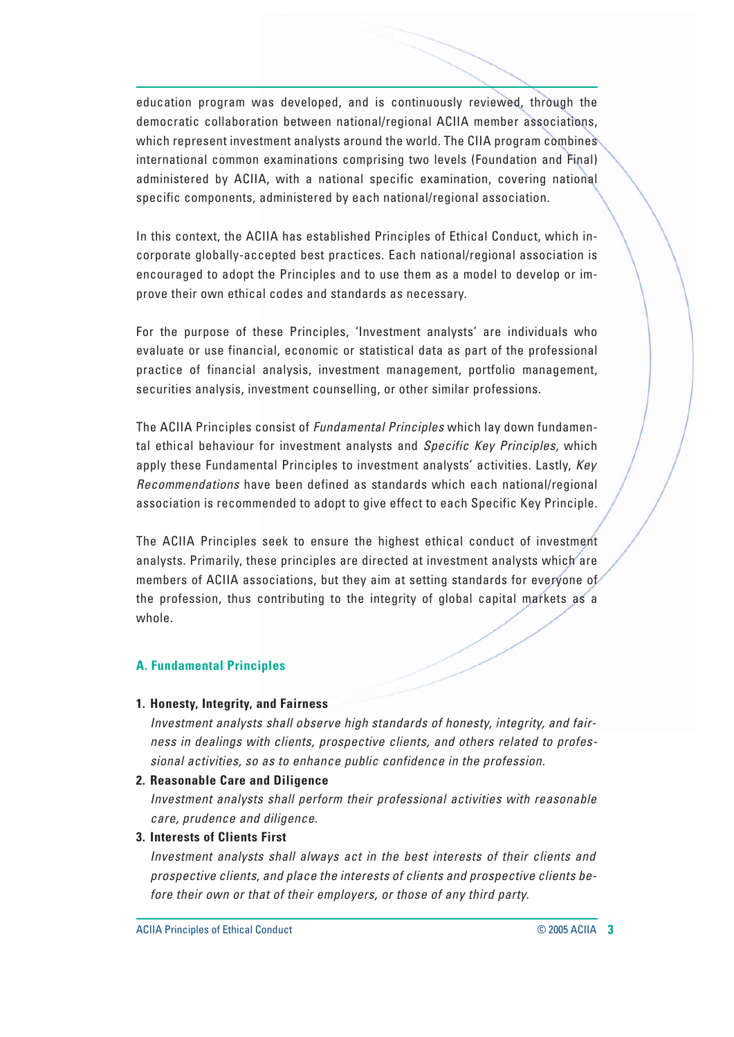education program was developed, and is continuously reviewed, through the democratic collaboration between national/regional ACIIA member associations, which represent investment analysts around the world. The CIIA program combines international common examinations comprising two levels (Foundation and Final) administered by ACIIA, with a national specific examination, covering national specific components, administered by each national/regional association.

In this context, the ACIIA has established Principles of Ethical Conduct, which incorporate globally-accepted best practices. Each national/regional association is encouraged to adopt the Principles and to use them as a model to develop or improve their own ethical codes and standards as necessary.

For the purpose of these Principles, 'Investment analysts' are individuals who evaluate or use financial, economic or statistical data as part of the professional practice of financial analysis, investment management, portfolio management, securities analysis, investment counselling, or other similar professions.

The ACIIA Principles consist of *Fundamental Principles* which lay down fundamental ethical behaviour for investment analysts and *Specific Key Principles,* which apply these Fundamental Principles to investment analysts' activities. Lastly, *Key Recommendations* have been defined as standards which each national/regional association is recommended to adopt to give effect to each Specific Key Principle.

The ACIIA Principles seek to ensure the highest ethical conduct of investment analysts. Primarily, these principles are directed at investment analysts which are members of ACIIA associations, but they aim at setting standards for everyone of the profession, thus contributing to the integrity of global capital markets as a whole.

## A. Fundamental Principles

1. **Honesty, Integrity, and Fairness**
   *Investment analysts shall observe high standards of honesty, integrity, and fairness in dealings with clients, prospective clients, and others related to professional activities, so as to enhance public confidence in the profession.*
2. **Reasonable Care and Diligence**
   *Investment analysts shall perform their professional activities with reasonable care, prudence and diligence.*
3. **Interests of Clients First**
   *Investment analysts shall always act in the best interests of their clients and prospective clients, and place the interests of clients and prospective clients before their own or that of their employers, or those of any third party.*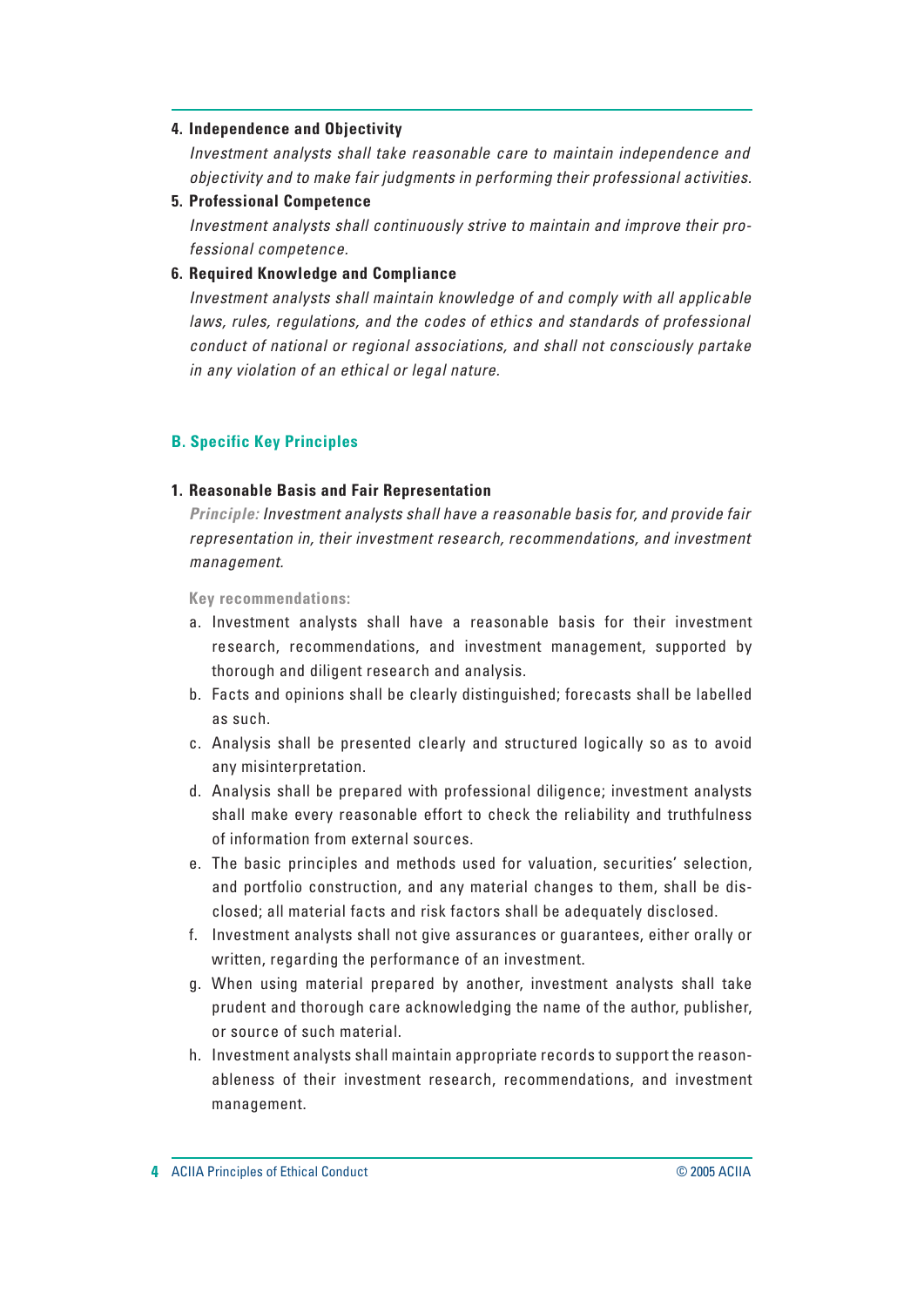**4. Independence and Objectivity**

*Investment analysts shall take reasonable care to maintain independence and objectivity and to make fair judgments in performing their professional activities.*

**5. Professional Competence**

*Investment analysts shall continuously strive to maintain and improve their professional competence.*

**6. Required Knowledge and Compliance**

*Investment analysts shall maintain knowledge of and comply with all applicable laws, rules, regulations, and the codes of ethics and standards of professional conduct of national or regional associations, and shall not consciously partake in any violation of an ethical or legal nature.*

## B. Specific Key Principles

**1. Reasonable Basis and Fair Representation**

***Principle:*** *Investment analysts shall have a reasonable basis for, and provide fair representation in, their investment research, recommendations, and investment management.*

**Key recommendations:**

a. Investment analysts shall have a reasonable basis for their investment research, recommendations, and investment management, supported by thorough and diligent research and analysis.

b. Facts and opinions shall be clearly distinguished; forecasts shall be labelled as such.

c. Analysis shall be presented clearly and structured logically so as to avoid any misinterpretation.

d. Analysis shall be prepared with professional diligence; investment analysts shall make every reasonable effort to check the reliability and truthfulness of information from external sources.

e. The basic principles and methods used for valuation, securities' selection, and portfolio construction, and any material changes to them, shall be disclosed; all material facts and risk factors shall be adequately disclosed.

f. Investment analysts shall not give assurances or guarantees, either orally or written, regarding the performance of an investment.

g. When using material prepared by another, investment analysts shall take prudent and thorough care acknowledging the name of the author, publisher, or source of such material.

h. Investment analysts shall maintain appropriate records to support the reasonableness of their investment research, recommendations, and investment management.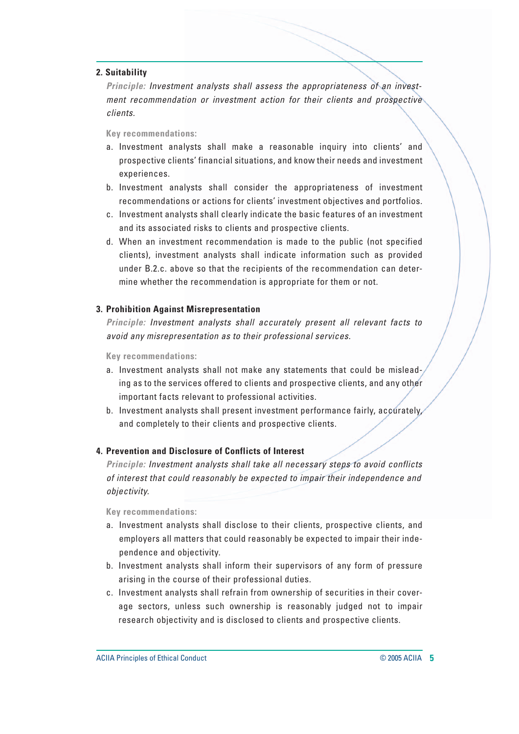### 2. Suitability

***Principle:*** *Investment analysts shall assess the appropriateness of an investment recommendation or investment action for their clients and prospective clients.*

**Key recommendations:**

a. Investment analysts shall make a reasonable inquiry into clients' and prospective clients' financial situations, and know their needs and investment experiences.

b. Investment analysts shall consider the appropriateness of investment recommendations or actions for clients' investment objectives and portfolios.

c. Investment analysts shall clearly indicate the basic features of an investment and its associated risks to clients and prospective clients.

d. When an investment recommendation is made to the public (not specified clients), investment analysts shall indicate information such as provided under B.2.c. above so that the recipients of the recommendation can determine whether the recommendation is appropriate for them or not.

### 3. Prohibition Against Misrepresentation

***Principle:*** *Investment analysts shall accurately present all relevant facts to avoid any misrepresentation as to their professional services.*

**Key recommendations:**

a. Investment analysts shall not make any statements that could be misleading as to the services offered to clients and prospective clients, and any other important facts relevant to professional activities.

b. Investment analysts shall present investment performance fairly, accurately, and completely to their clients and prospective clients.

### 4. Prevention and Disclosure of Conflicts of Interest

***Principle:*** *Investment analysts shall take all necessary steps to avoid conflicts of interest that could reasonably be expected to impair their independence and objectivity.*

**Key recommendations:**

a. Investment analysts shall disclose to their clients, prospective clients, and employers all matters that could reasonably be expected to impair their independence and objectivity.

b. Investment analysts shall inform their supervisors of any form of pressure arising in the course of their professional duties.

c. Investment analysts shall refrain from ownership of securities in their coverage sectors, unless such ownership is reasonably judged not to impair research objectivity and is disclosed to clients and prospective clients.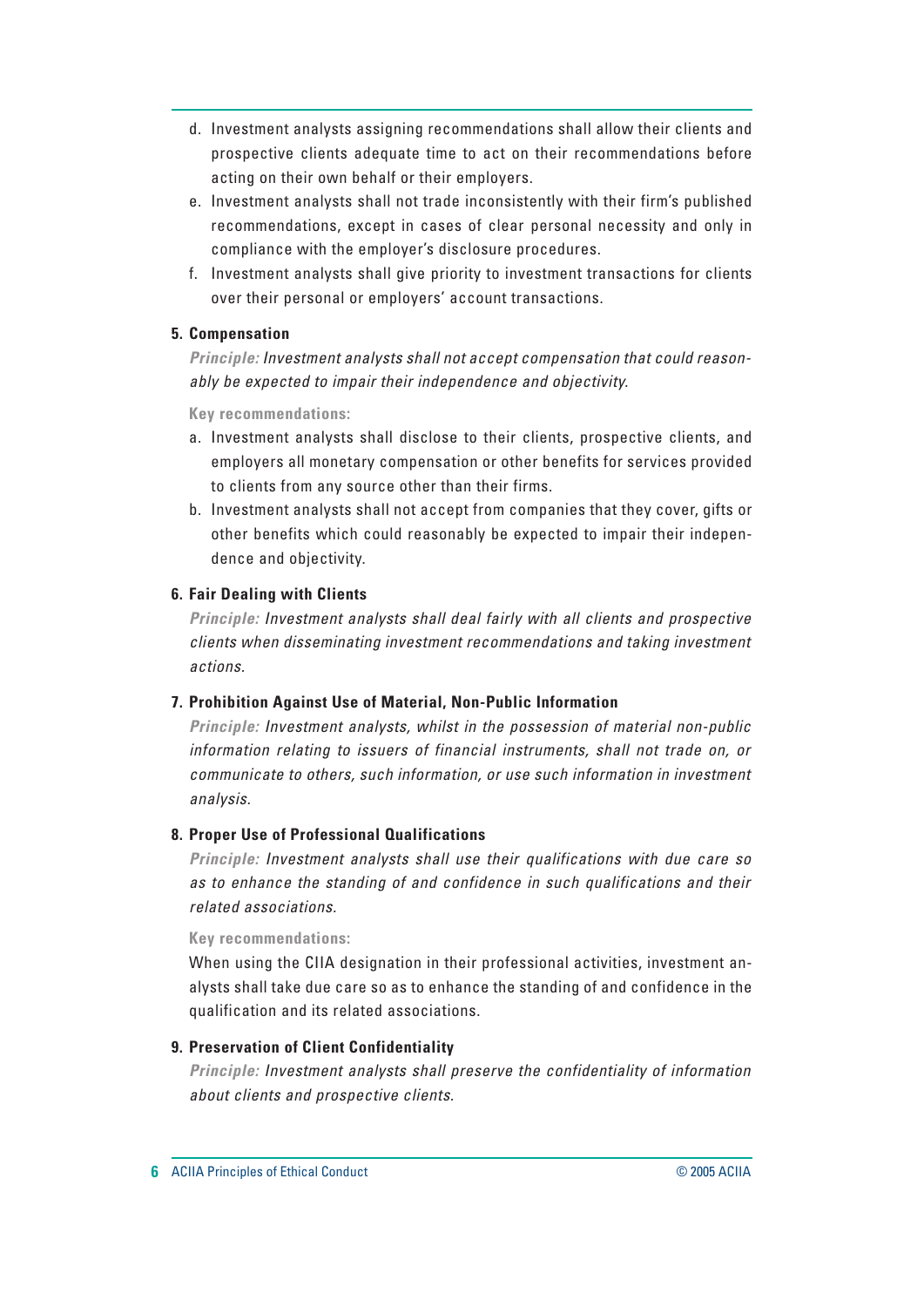d. Investment analysts assigning recommendations shall allow their clients and prospective clients adequate time to act on their recommendations before acting on their own behalf or their employers.
e. Investment analysts shall not trade inconsistently with their firm's published recommendations, except in cases of clear personal necessity and only in compliance with the employer's disclosure procedures.
f. Investment analysts shall give priority to investment transactions for clients over their personal or employers' account transactions.

**5. Compensation**

***Principle:*** *Investment analysts shall not accept compensation that could reasonably be expected to impair their independence and objectivity.*

**Key recommendations:**

a. Investment analysts shall disclose to their clients, prospective clients, and employers all monetary compensation or other benefits for services provided to clients from any source other than their firms.
b. Investment analysts shall not accept from companies that they cover, gifts or other benefits which could reasonably be expected to impair their independence and objectivity.

**6. Fair Dealing with Clients**

***Principle:*** *Investment analysts shall deal fairly with all clients and prospective clients when disseminating investment recommendations and taking investment actions.*

**7. Prohibition Against Use of Material, Non-Public Information**

***Principle:*** *Investment analysts, whilst in the possession of material non-public information relating to issuers of financial instruments, shall not trade on, or communicate to others, such information, or use such information in investment analysis.*

**8. Proper Use of Professional Qualifications**

***Principle:*** *Investment analysts shall use their qualifications with due care so as to enhance the standing of and confidence in such qualifications and their related associations.*

**Key recommendations:**

When using the CIIA designation in their professional activities, investment analysts shall take due care so as to enhance the standing of and confidence in the qualification and its related associations.

**9. Preservation of Client Confidentiality**

***Principle:*** *Investment analysts shall preserve the confidentiality of information about clients and prospective clients.*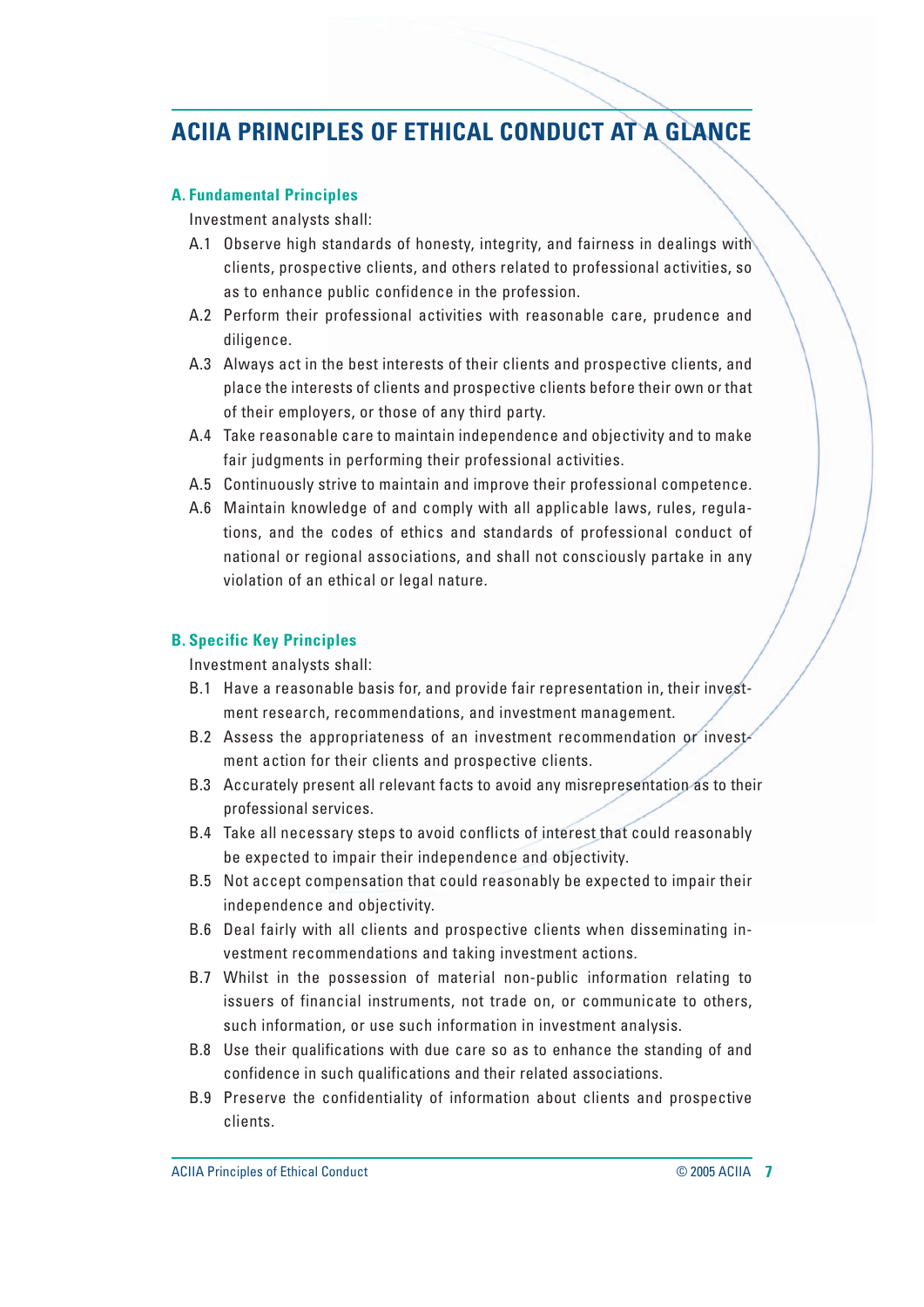# ACIIA PRINCIPLES OF ETHICAL CONDUCT AT A GLANCE

### A. Fundamental Principles

Investment analysts shall:

- A.1 Observe high standards of honesty, integrity, and fairness in dealings with clients, prospective clients, and others related to professional activities, so as to enhance public confidence in the profession.
- A.2 Perform their professional activities with reasonable care, prudence and diligence.
- A.3 Always act in the best interests of their clients and prospective clients, and place the interests of clients and prospective clients before their own or that of their employers, or those of any third party.
- A.4 Take reasonable care to maintain independence and objectivity and to make fair judgments in performing their professional activities.
- A.5 Continuously strive to maintain and improve their professional competence.
- A.6 Maintain knowledge of and comply with all applicable laws, rules, regulations, and the codes of ethics and standards of professional conduct of national or regional associations, and shall not consciously partake in any violation of an ethical or legal nature.

### B. Specific Key Principles

Investment analysts shall:

- B.1 Have a reasonable basis for, and provide fair representation in, their investment research, recommendations, and investment management.
- B.2 Assess the appropriateness of an investment recommendation or investment action for their clients and prospective clients.
- B.3 Accurately present all relevant facts to avoid any misrepresentation as to their professional services.
- B.4 Take all necessary steps to avoid conflicts of interest that could reasonably be expected to impair their independence and objectivity.
- B.5 Not accept compensation that could reasonably be expected to impair their independence and objectivity.
- B.6 Deal fairly with all clients and prospective clients when disseminating investment recommendations and taking investment actions.
- B.7 Whilst in the possession of material non-public information relating to issuers of financial instruments, not trade on, or communicate to others, such information, or use such information in investment analysis.
- B.8 Use their qualifications with due care so as to enhance the standing of and confidence in such qualifications and their related associations.
- B.9 Preserve the confidentiality of information about clients and prospective clients.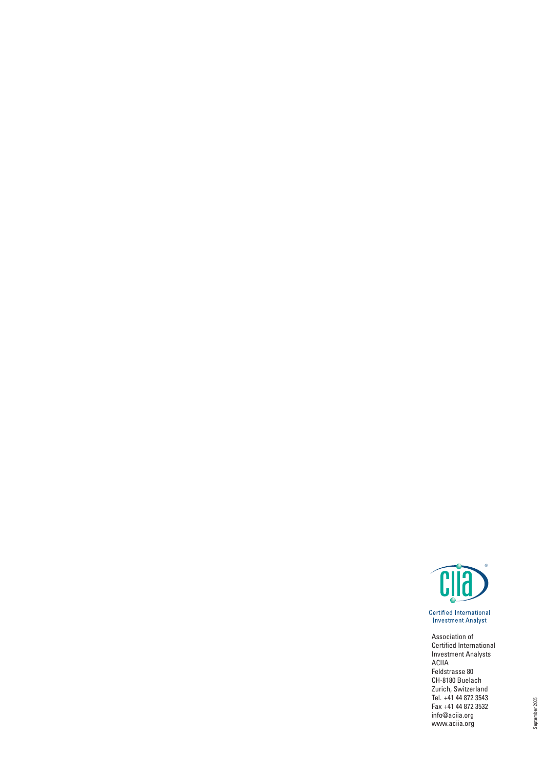Certified International Investment Analyst

Association of
Certified International
Investment Analysts
ACIIA
Feldstrasse 80
CH-8180 Buelach
Zurich, Switzerland
Tel. +41 44 872 3543
Fax +41 44 872 3532
info@aciia.org
www.aciia.org

September 2005